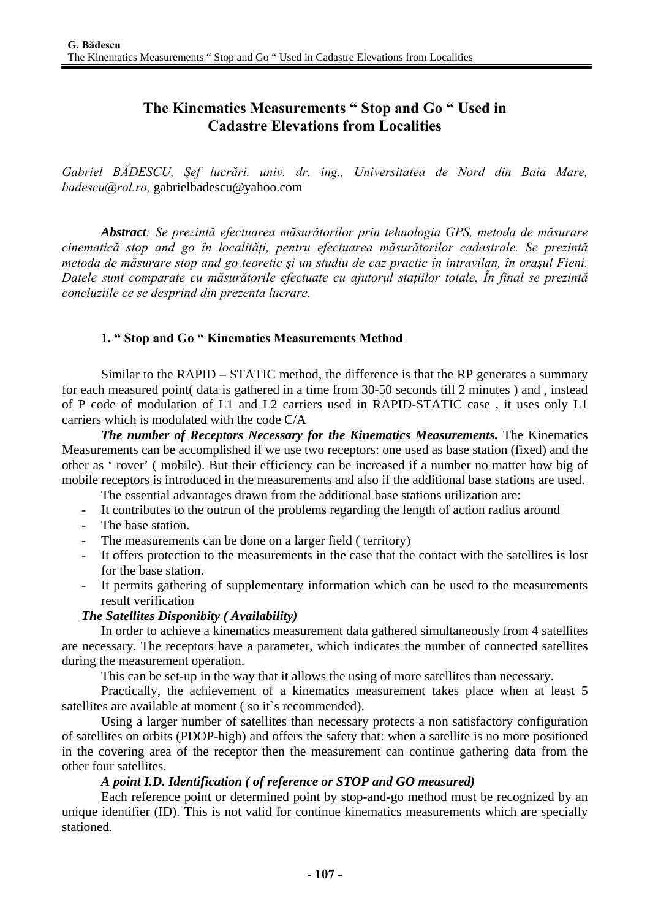# The Kinematics Measurements " Stop and Go " Used in Cadastre Elevations from Localities

*Gabriel BĂDESCU, Şef lucrări. univ. dr. ing., Universitatea de Nord din Baia Mare, badescu@rol.ro,* gabrielbadescu@yahoo.com

***Abstract**: Se prezintă efectuarea măsurătorilor prin tehnologia GPS, metoda de măsurare cinematică stop and go în localități, pentru efectuarea măsurătorilor cadastrale. Se prezintă metoda de măsurare stop and go teoretic şi un studiu de caz practic în intravilan, în oraşul Fieni. Datele sunt comparate cu măsurătorile efectuate cu ajutorul stațiilor totale. În final se prezintă concluziile ce se desprind din prezenta lucrare.*

## 1. " Stop and Go " Kinematics Measurements Method

Similar to the RAPID – STATIC method, the difference is that the RP generates a summary for each measured point( data is gathered in a time from 30-50 seconds till 2 minutes ) and , instead of P code of modulation of L1 and L2 carriers used in RAPID-STATIC case , it uses only L1 carriers which is modulated with the code C/A

***The number of Receptors Necessary for the Kinematics Measurements.*** The Kinematics Measurements can be accomplished if we use two receptors: one used as base station (fixed) and the other as ' rover' ( mobile). But their efficiency can be increased if a number no matter how big of mobile receptors is introduced in the measurements and also if the additional base stations are used.

The essential advantages drawn from the additional base stations utilization are:

- It contributes to the outrun of the problems regarding the length of action radius around
- The base station.
- The measurements can be done on a larger field ( territory)
- It offers protection to the measurements in the case that the contact with the satellites is lost for the base station.
- It permits gathering of supplementary information which can be used to the measurements result verification

***The Satellites Disponibity ( Availability)***

In order to achieve a kinematics measurement data gathered simultaneously from 4 satellites are necessary. The receptors have a parameter, which indicates the number of connected satellites during the measurement operation.

This can be set-up in the way that it allows the using of more satellites than necessary.

Practically, the achievement of a kinematics measurement takes place when at least 5 satellites are available at moment ( so it`s recommended).

Using a larger number of satellites than necessary protects a non satisfactory configuration of satellites on orbits (PDOP-high) and offers the safety that: when a satellite is no more positioned in the covering area of the receptor then the measurement can continue gathering data from the other four satellites.

***A point I.D. Identification ( of reference or STOP and GO measured)***

Each reference point or determined point by stop-and-go method must be recognized by an unique identifier (ID). This is not valid for continue kinematics measurements which are specially stationed.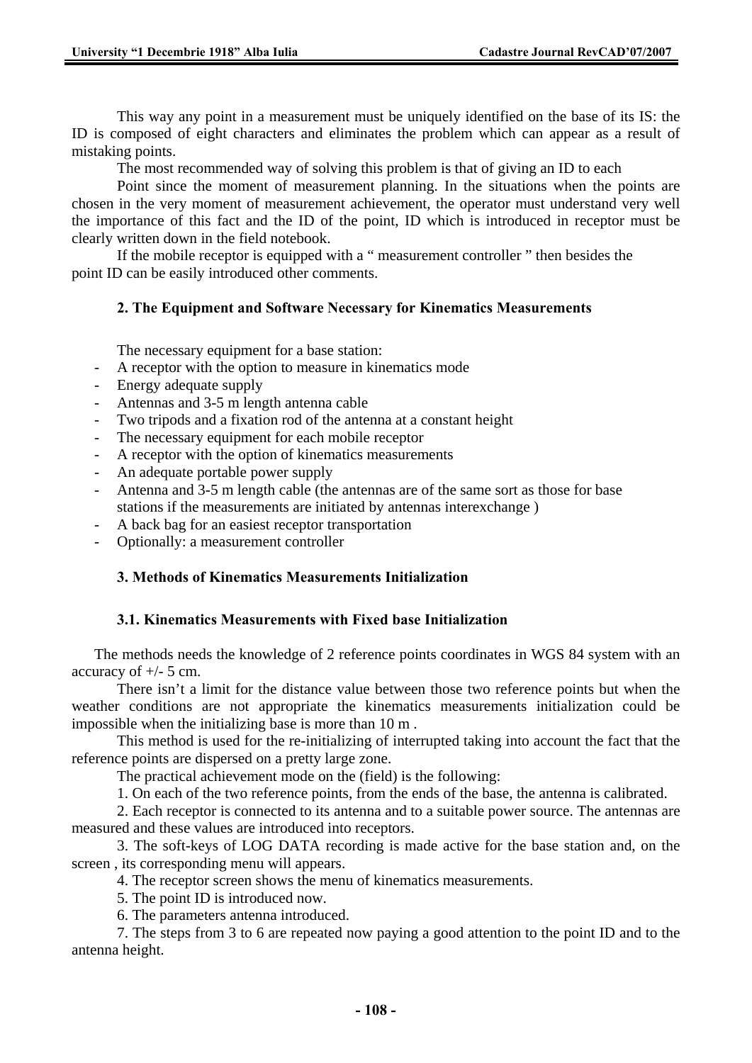This way any point in a measurement must be uniquely identified on the base of its IS: the ID is composed of eight characters and eliminates the problem which can appear as a result of mistaking points.

The most recommended way of solving this problem is that of giving an ID to each

Point since the moment of measurement planning. In the situations when the points are chosen in the very moment of measurement achievement, the operator must understand very well the importance of this fact and the ID of the point, ID which is introduced in receptor must be clearly written down in the field notebook.

If the mobile receptor is equipped with a " measurement controller " then besides the point ID can be easily introduced other comments.

## 2. The Equipment and Software Necessary for Kinematics Measurements

The necessary equipment for a base station:

- A receptor with the option to measure in kinematics mode
- Energy adequate supply
- Antennas and 3-5 m length antenna cable
- Two tripods and a fixation rod of the antenna at a constant height
- The necessary equipment for each mobile receptor
- A receptor with the option of kinematics measurements
- An adequate portable power supply
- Antenna and 3-5 m length cable (the antennas are of the same sort as those for base stations if the measurements are initiated by antennas interexchange )
- A back bag for an easiest receptor transportation
- Optionally: a measurement controller

## 3. Methods of Kinematics Measurements Initialization

### 3.1. Kinematics Measurements with Fixed base Initialization

The methods needs the knowledge of 2 reference points coordinates in WGS 84 system with an accuracy of +/- 5 cm.

There isn't a limit for the distance value between those two reference points but when the weather conditions are not appropriate the kinematics measurements initialization could be impossible when the initializing base is more than 10 m .

This method is used for the re-initializing of interrupted taking into account the fact that the reference points are dispersed on a pretty large zone.

The practical achievement mode on the (field) is the following:

1. On each of the two reference points, from the ends of the base, the antenna is calibrated.

2. Each receptor is connected to its antenna and to a suitable power source. The antennas are measured and these values are introduced into receptors.

3. The soft-keys of LOG DATA recording is made active for the base station and, on the screen , its corresponding menu will appears.

4. The receptor screen shows the menu of kinematics measurements.

5. The point ID is introduced now.

6. The parameters antenna introduced.

7. The steps from 3 to 6 are repeated now paying a good attention to the point ID and to the antenna height.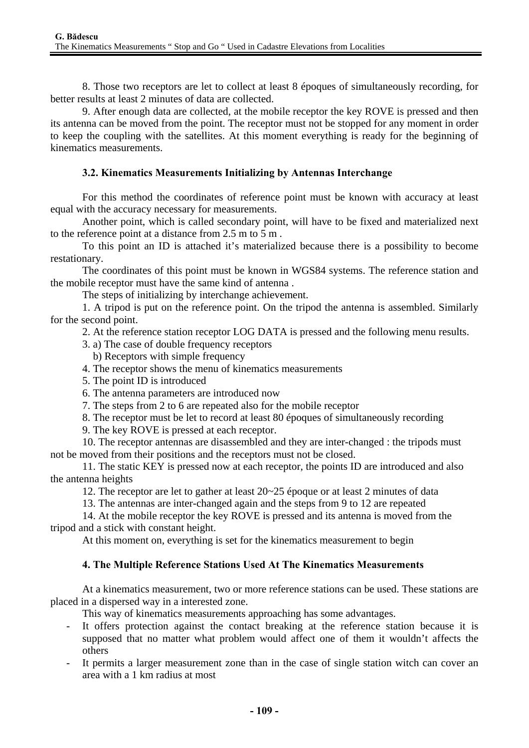8. Those two receptors are let to collect at least 8 époques of simultaneously recording, for better results at least 2 minutes of data are collected.

9. After enough data are collected, at the mobile receptor the key ROVE is pressed and then its antenna can be moved from the point. The receptor must not be stopped for any moment in order to keep the coupling with the satellites. At this moment everything is ready for the beginning of kinematics measurements.

### 3.2. Kinematics Measurements Initializing by Antennas Interchange

For this method the coordinates of reference point must be known with accuracy at least equal with the accuracy necessary for measurements.

Another point, which is called secondary point, will have to be fixed and materialized next to the reference point at a distance from 2.5 m to 5 m .

To this point an ID is attached it's materialized because there is a possibility to become restationary.

The coordinates of this point must be known in WGS84 systems. The reference station and the mobile receptor must have the same kind of antenna .

The steps of initializing by interchange achievement.

1. A tripod is put on the reference point. On the tripod the antenna is assembled. Similarly for the second point.
2. At the reference station receptor LOG DATA is pressed and the following menu results.
3. a) The case of double frequency receptors
   b) Receptors with simple frequency
4. The receptor shows the menu of kinematics measurements
5. The point ID is introduced
6. The antenna parameters are introduced now
7. The steps from 2 to 6 are repeated also for the mobile receptor
8. The receptor must be let to record at least 80 époques of simultaneously recording
9. The key ROVE is pressed at each receptor.
10. The receptor antennas are disassembled and they are inter-changed : the tripods must not be moved from their positions and the receptors must not be closed.
11. The static KEY is pressed now at each receptor, the points ID are introduced and also the antenna heights
12. The receptor are let to gather at least 20~25 époque or at least 2 minutes of data
13. The antennas are inter-changed again and the steps from 9 to 12 are repeated
14. At the mobile receptor the key ROVE is pressed and its antenna is moved from the tripod and a stick with constant height.

At this moment on, everything is set for the kinematics measurement to begin

## 4. The Multiple Reference Stations Used At The Kinematics Measurements

At a kinematics measurement, two or more reference stations can be used. These stations are placed in a dispersed way in a interested zone.

This way of kinematics measurements approaching has some advantages.

- It offers protection against the contact breaking at the reference station because it is supposed that no matter what problem would affect one of them it wouldn't affects the others
- It permits a larger measurement zone than in the case of single station witch can cover an area with a 1 km radius at most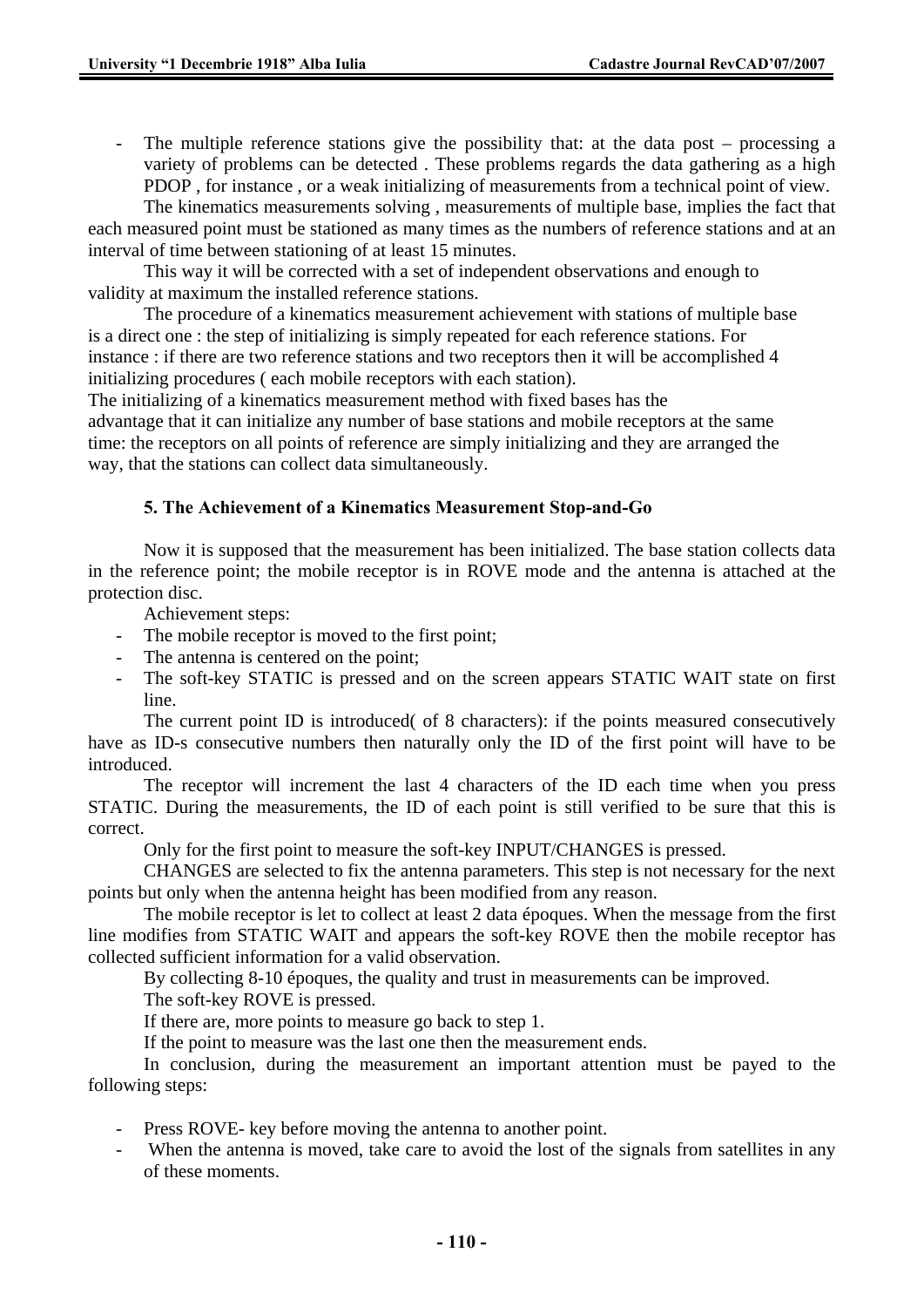- The multiple reference stations give the possibility that: at the data post – processing a variety of problems can be detected . These problems regards the data gathering as a high PDOP , for instance , or a weak initializing of measurements from a technical point of view.

The kinematics measurements solving , measurements of multiple base, implies the fact that each measured point must be stationed as many times as the numbers of reference stations and at an interval of time between stationing of at least 15 minutes.

This way it will be corrected with a set of independent observations and enough to validity at maximum the installed reference stations.

The procedure of a kinematics measurement achievement with stations of multiple base is a direct one : the step of initializing is simply repeated for each reference stations. For instance : if there are two reference stations and two receptors then it will be accomplished 4 initializing procedures ( each mobile receptors with each station).

The initializing of a kinematics measurement method with fixed bases has the advantage that it can initialize any number of base stations and mobile receptors at the same time: the receptors on all points of reference are simply initializing and they are arranged the way, that the stations can collect data simultaneously.

### 5. The Achievement of a Kinematics Measurement Stop-and-Go

Now it is supposed that the measurement has been initialized. The base station collects data in the reference point; the mobile receptor is in ROVE mode and the antenna is attached at the protection disc.

Achievement steps:

- The mobile receptor is moved to the first point;
- The antenna is centered on the point;
- The soft-key STATIC is pressed and on the screen appears STATIC WAIT state on first line.

The current point ID is introduced( of 8 characters): if the points measured consecutively have as ID-s consecutive numbers then naturally only the ID of the first point will have to be introduced.

The receptor will increment the last 4 characters of the ID each time when you press STATIC. During the measurements, the ID of each point is still verified to be sure that this is correct.

Only for the first point to measure the soft-key INPUT/CHANGES is pressed.

CHANGES are selected to fix the antenna parameters. This step is not necessary for the next points but only when the antenna height has been modified from any reason.

The mobile receptor is let to collect at least 2 data époques. When the message from the first line modifies from STATIC WAIT and appears the soft-key ROVE then the mobile receptor has collected sufficient information for a valid observation.

By collecting 8-10 époques, the quality and trust in measurements can be improved.

The soft-key ROVE is pressed.

If there are, more points to measure go back to step 1.

If the point to measure was the last one then the measurement ends.

In conclusion, during the measurement an important attention must be payed to the following steps:

- Press ROVE- key before moving the antenna to another point.
- When the antenna is moved, take care to avoid the lost of the signals from satellites in any of these moments.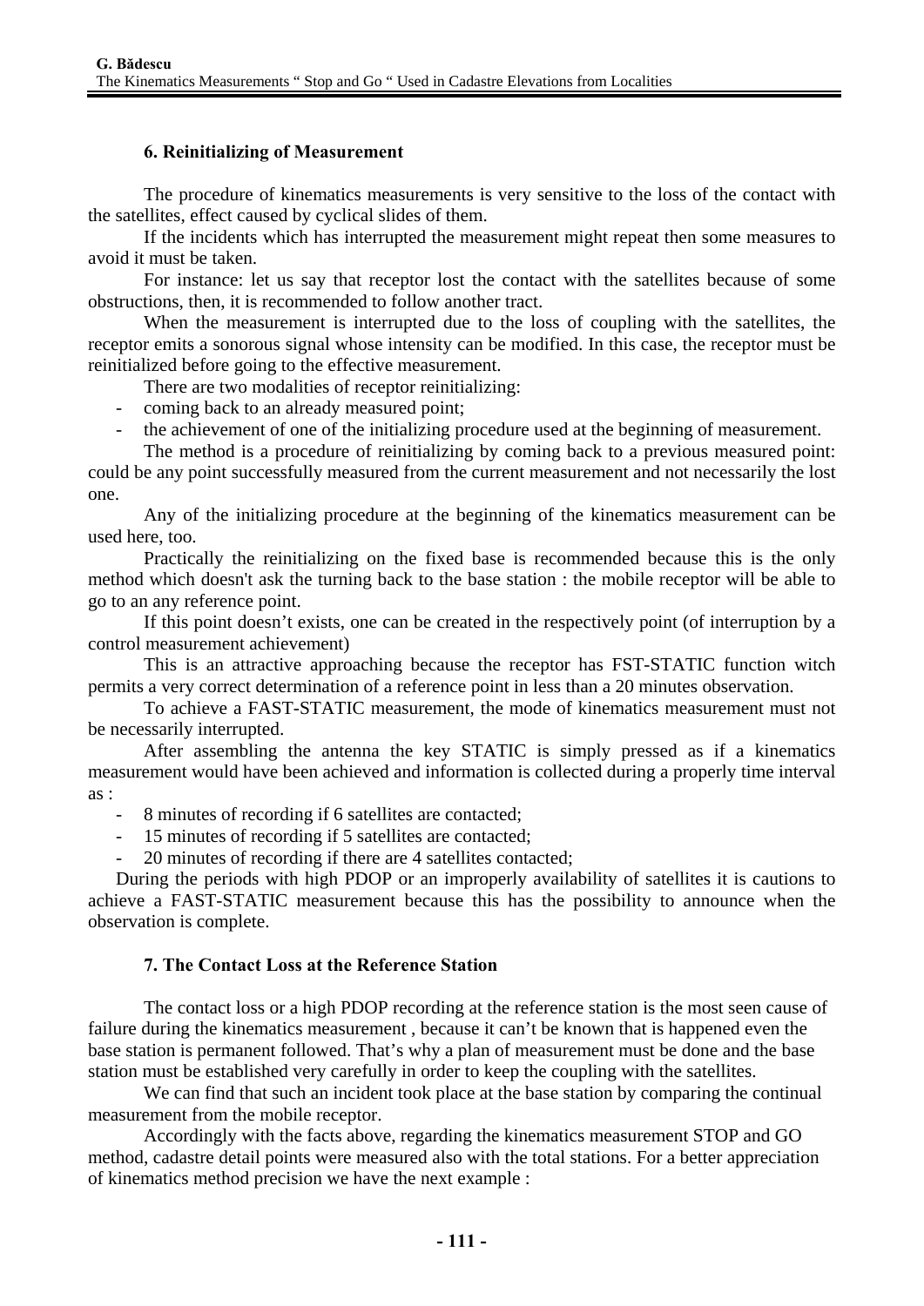## 6. Reinitializing of Measurement

The procedure of kinematics measurements is very sensitive to the loss of the contact with the satellites, effect caused by cyclical slides of them.

If the incidents which has interrupted the measurement might repeat then some measures to avoid it must be taken.

For instance: let us say that receptor lost the contact with the satellites because of some obstructions, then, it is recommended to follow another tract.

When the measurement is interrupted due to the loss of coupling with the satellites, the receptor emits a sonorous signal whose intensity can be modified. In this case, the receptor must be reinitialized before going to the effective measurement.

There are two modalities of receptor reinitializing:

- coming back to an already measured point;
- the achievement of one of the initializing procedure used at the beginning of measurement.

The method is a procedure of reinitializing by coming back to a previous measured point: could be any point successfully measured from the current measurement and not necessarily the lost one.

Any of the initializing procedure at the beginning of the kinematics measurement can be used here, too.

Practically the reinitializing on the fixed base is recommended because this is the only method which doesn't ask the turning back to the base station : the mobile receptor will be able to go to an any reference point.

If this point doesn't exists, one can be created in the respectively point (of interruption by a control measurement achievement)

This is an attractive approaching because the receptor has FST-STATIC function witch permits a very correct determination of a reference point in less than a 20 minutes observation.

To achieve a FAST-STATIC measurement, the mode of kinematics measurement must not be necessarily interrupted.

After assembling the antenna the key STATIC is simply pressed as if a kinematics measurement would have been achieved and information is collected during a properly time interval as :

- 8 minutes of recording if 6 satellites are contacted;
- 15 minutes of recording if 5 satellites are contacted;
- 20 minutes of recording if there are 4 satellites contacted;

During the periods with high PDOP or an improperly availability of satellites it is cautions to achieve a FAST-STATIC measurement because this has the possibility to announce when the observation is complete.

## 7. The Contact Loss at the Reference Station

The contact loss or a high PDOP recording at the reference station is the most seen cause of failure during the kinematics measurement , because it can't be known that is happened even the base station is permanent followed. That's why a plan of measurement must be done and the base station must be established very carefully in order to keep the coupling with the satellites.

We can find that such an incident took place at the base station by comparing the continual measurement from the mobile receptor.

Accordingly with the facts above, regarding the kinematics measurement STOP and GO method, cadastre detail points were measured also with the total stations. For a better appreciation of kinematics method precision we have the next example :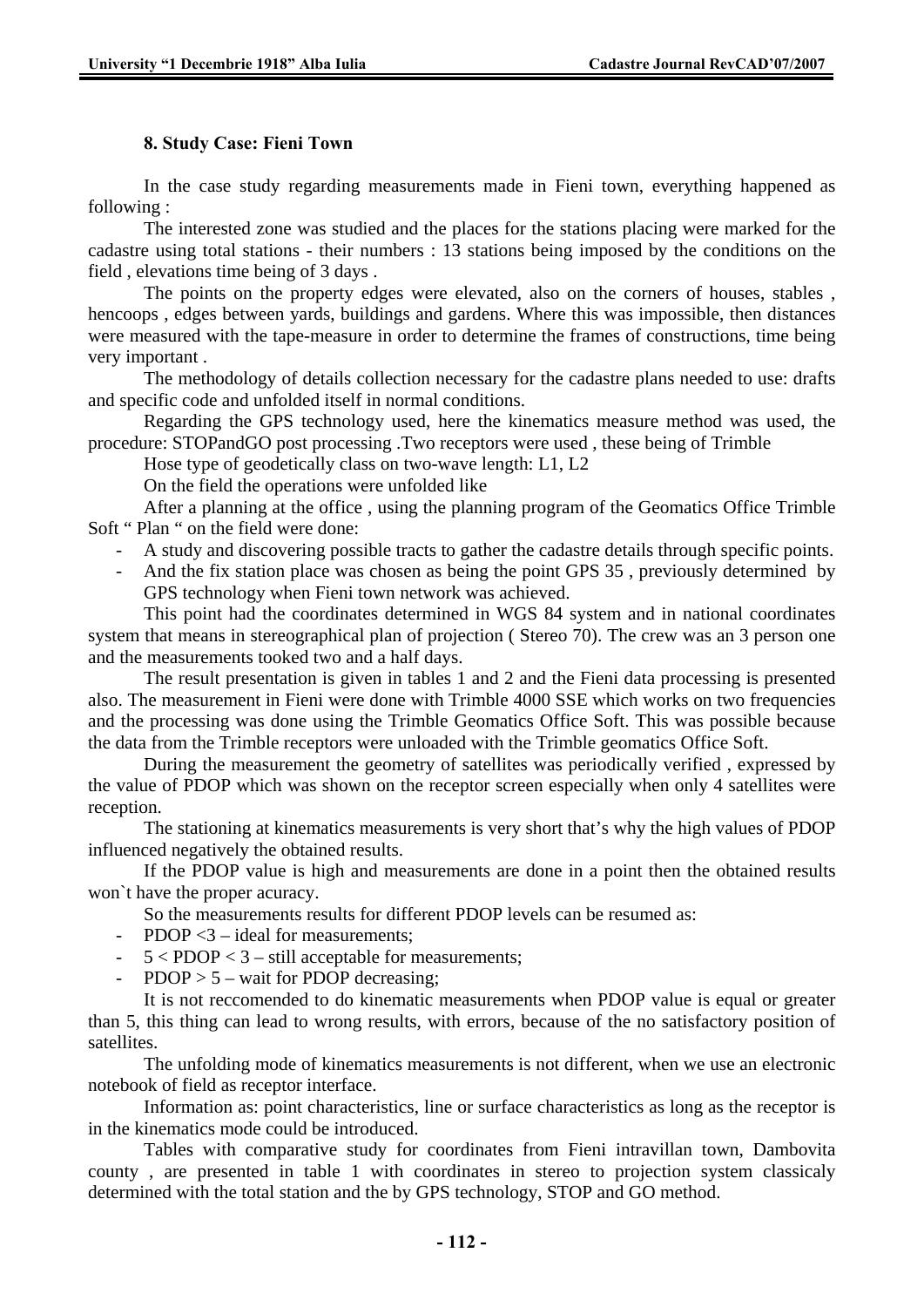### 8. Study Case: Fieni Town

In the case study regarding measurements made in Fieni town, everything happened as following :

The interested zone was studied and the places for the stations placing were marked for the cadastre using total stations - their numbers : 13 stations being imposed by the conditions on the field , elevations time being of 3 days .

The points on the property edges were elevated, also on the corners of houses, stables , hencoops , edges between yards, buildings and gardens. Where this was impossible, then distances were measured with the tape-measure in order to determine the frames of constructions, time being very important .

The methodology of details collection necessary for the cadastre plans needed to use: drafts and specific code and unfolded itself in normal conditions.

Regarding the GPS technology used, here the kinematics measure method was used, the procedure: STOPandGO post processing .Two receptors were used , these being of Trimble

Hose type of geodetically class on two-wave length: L1, L2

On the field the operations were unfolded like

After a planning at the office , using the planning program of the Geomatics Office Trimble Soft " Plan " on the field were done:

- A study and discovering possible tracts to gather the cadastre details through specific points.
- And the fix station place was chosen as being the point GPS 35 , previously determined by GPS technology when Fieni town network was achieved.

This point had the coordinates determined in WGS 84 system and in national coordinates system that means in stereographical plan of projection ( Stereo 70). The crew was an 3 person one and the measurements tooked two and a half days.

The result presentation is given in tables 1 and 2 and the Fieni data processing is presented also. The measurement in Fieni were done with Trimble 4000 SSE which works on two frequencies and the processing was done using the Trimble Geomatics Office Soft. This was possible because the data from the Trimble receptors were unloaded with the Trimble geomatics Office Soft.

During the measurement the geometry of satellites was periodically verified , expressed by the value of PDOP which was shown on the receptor screen especially when only 4 satellites were reception.

The stationing at kinematics measurements is very short that's why the high values of PDOP influenced negatively the obtained results.

If the PDOP value is high and measurements are done in a point then the obtained results won`t have the proper acuracy.

So the measurements results for different PDOP levels can be resumed as:

- PDOP <3 – ideal for measurements;
- 5 < PDOP < 3 – still acceptable for measurements;
- PDOP > 5 – wait for PDOP decreasing;

It is not reccomended to do kinematic measurements when PDOP value is equal or greater than 5, this thing can lead to wrong results, with errors, because of the no satisfactory position of satellites.

The unfolding mode of kinematics measurements is not different, when we use an electronic notebook of field as receptor interface.

Information as: point characteristics, line or surface characteristics as long as the receptor is in the kinematics mode could be introduced.

Tables with comparative study for coordinates from Fieni intravillan town, Dambovita county , are presented in table 1 with coordinates in stereo to projection system classicaly determined with the total station and the by GPS technology, STOP and GO method.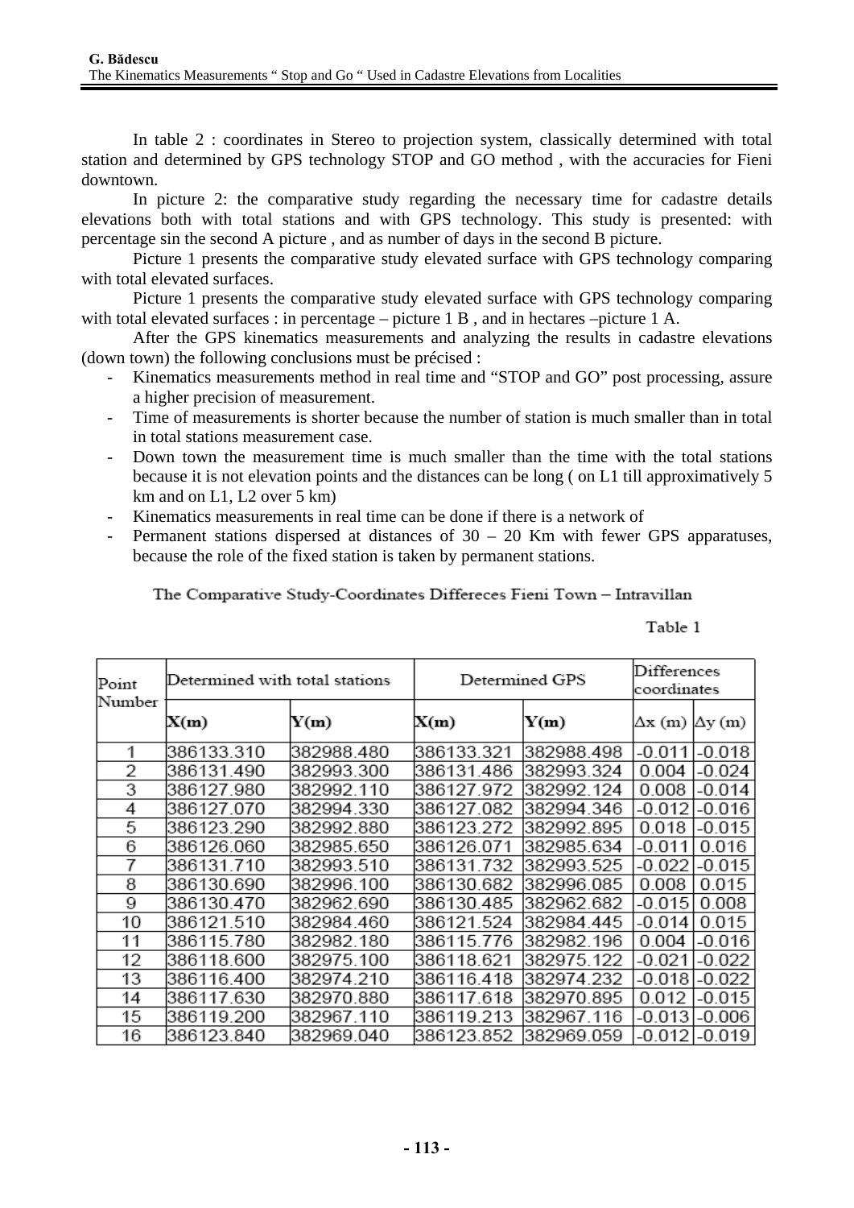In table 2 : coordinates in Stereo to projection system, classically determined with total station and determined by GPS technology STOP and GO method , with the accuracies for Fieni downtown.

In picture 2: the comparative study regarding the necessary time for cadastre details elevations both with total stations and with GPS technology. This study is presented: with percentage sin the second A picture , and as number of days in the second B picture.

Picture 1 presents the comparative study elevated surface with GPS technology comparing with total elevated surfaces.

Picture 1 presents the comparative study elevated surface with GPS technology comparing with total elevated surfaces : in percentage – picture 1 B , and in hectares –picture 1 A.

After the GPS kinematics measurements and analyzing the results in cadastre elevations (down town) the following conclusions must be précised :

- Kinematics measurements method in real time and "STOP and GO" post processing, assure a higher precision of measurement.
- Time of measurements is shorter because the number of station is much smaller than in total in total stations measurement case.
- Down town the measurement time is much smaller than the time with the total stations because it is not elevation points and the distances can be long ( on L1 till approximatively 5 km and on L1, L2 over 5 km)
- Kinematics measurements in real time can be done if there is a network of
- Permanent stations dispersed at distances of 30 – 20 Km with fewer GPS apparatuses, because the role of the fixed station is taken by permanent stations.

The Comparative Study-Coordinates Differeces Fieni Town – Intravillan

Table 1

| Point Number | Determined with total stations | | Determined GPS | | Differences coordinates | |
|---|---|---|---|---|---|---|
| | X(m) | Y(m) | X(m) | Y(m) | Δx (m) | Δy (m) |
| 1 | 386133.310 | 382988.480 | 386133.321 | 382988.498 | -0.011 | -0.018 |
| 2 | 386131.490 | 382993.300 | 386131.486 | 382993.324 | 0.004 | -0.024 |
| 3 | 386127.980 | 382992.110 | 386127.972 | 382992.124 | 0.008 | -0.014 |
| 4 | 386127.070 | 382994.330 | 386127.082 | 382994.346 | -0.012 | -0.016 |
| 5 | 386123.290 | 382992.880 | 386123.272 | 382992.895 | 0.018 | -0.015 |
| 6 | 386126.060 | 382985.650 | 386126.071 | 382985.634 | -0.011 | 0.016 |
| 7 | 386131.710 | 382993.510 | 386131.732 | 382993.525 | -0.022 | -0.015 |
| 8 | 386130.690 | 382996.100 | 386130.682 | 382996.085 | 0.008 | 0.015 |
| 9 | 386130.470 | 382962.690 | 386130.485 | 382962.682 | -0.015 | 0.008 |
| 10 | 386121.510 | 382984.460 | 386121.524 | 382984.445 | -0.014 | 0.015 |
| 11 | 386115.780 | 382982.180 | 386115.776 | 382982.196 | 0.004 | -0.016 |
| 12 | 386118.600 | 382975.100 | 386118.621 | 382975.122 | -0.021 | -0.022 |
| 13 | 386116.400 | 382974.210 | 386116.418 | 382974.232 | -0.018 | -0.022 |
| 14 | 386117.630 | 382970.880 | 386117.618 | 382970.895 | 0.012 | -0.015 |
| 15 | 386119.200 | 382967.110 | 386119.213 | 382967.116 | -0.013 | -0.006 |
| 16 | 386123.840 | 382969.040 | 386123.852 | 382969.059 | -0.012 | -0.019 |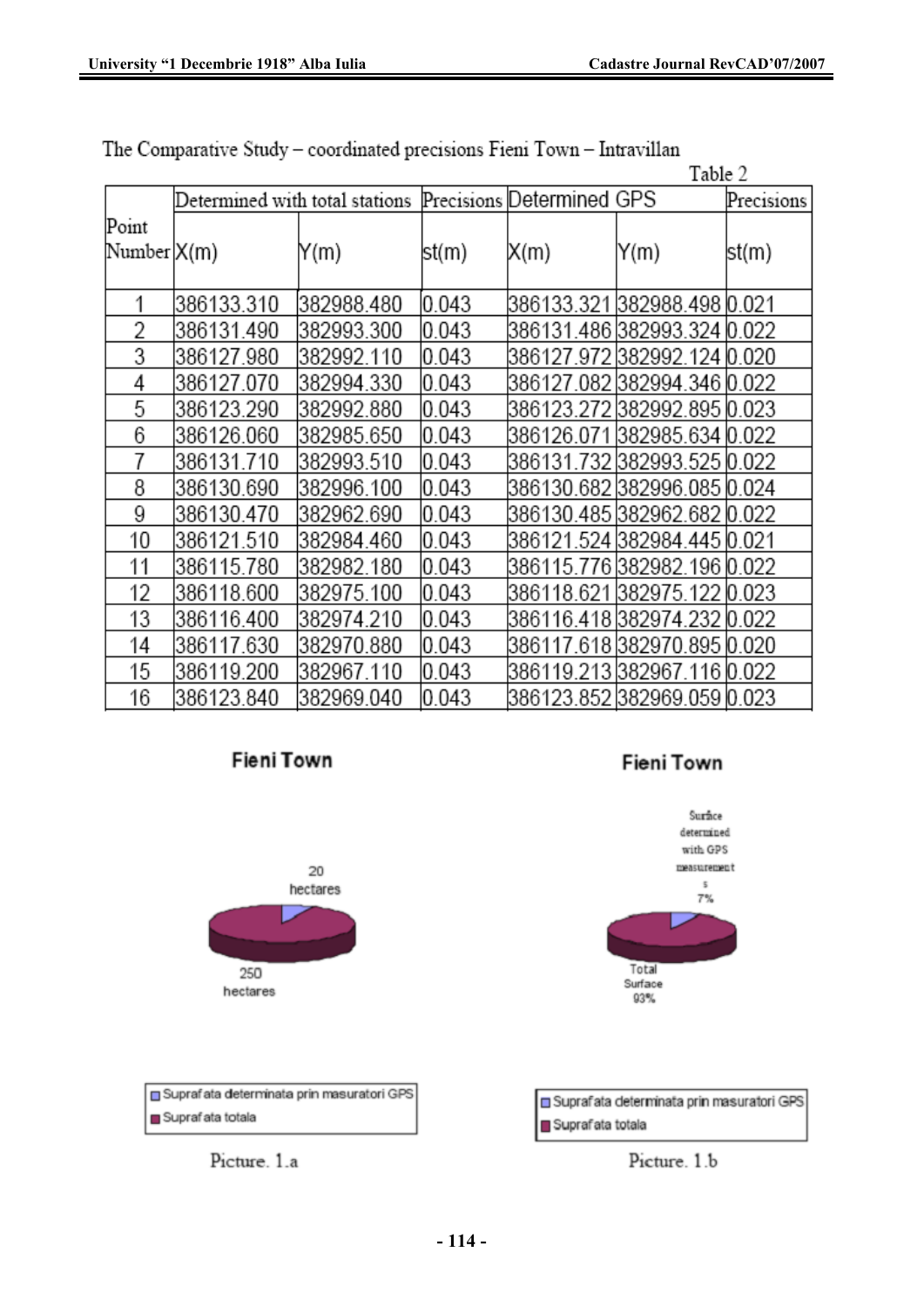The Comparative Study – coordinated precisions Fieni Town – Intravillan

Table 2

| Point Number | Determined with total stations | | Precisions | Determined GPS | | Precisions |
|---|---|---|---|---|---|---|
| | X(m) | Y(m) | st(m) | X(m) | Y(m) | st(m) |
| 1 | 386133.310 | 382988.480 | 0.043 | 386133.321 | 382988.498 | 0.021 |
| 2 | 386131.490 | 382993.300 | 0.043 | 386131.486 | 382993.324 | 0.022 |
| 3 | 386127.980 | 382992.110 | 0.043 | 386127.972 | 382992.124 | 0.020 |
| 4 | 386127.070 | 382994.330 | 0.043 | 386127.082 | 382994.346 | 0.022 |
| 5 | 386123.290 | 382992.880 | 0.043 | 386123.272 | 382992.895 | 0.023 |
| 6 | 386126.060 | 382985.650 | 0.043 | 386126.071 | 382985.634 | 0.022 |
| 7 | 386131.710 | 382993.510 | 0.043 | 386131.732 | 382993.525 | 0.022 |
| 8 | 386130.690 | 382996.100 | 0.043 | 386130.682 | 382996.085 | 0.024 |
| 9 | 386130.470 | 382962.690 | 0.043 | 386130.485 | 382962.682 | 0.022 |
| 10 | 386121.510 | 382984.460 | 0.043 | 386121.524 | 382984.445 | 0.021 |
| 11 | 386115.780 | 382982.180 | 0.043 | 386115.776 | 382982.196 | 0.022 |
| 12 | 386118.600 | 382975.100 | 0.043 | 386118.621 | 382975.122 | 0.023 |
| 13 | 386116.400 | 382974.210 | 0.043 | 386116.418 | 382974.232 | 0.022 |
| 14 | 386117.630 | 382970.880 | 0.043 | 386117.618 | 382970.895 | 0.020 |
| 15 | 386119.200 | 382967.110 | 0.043 | 386119.213 | 382967.116 | 0.022 |
| 16 | 386123.840 | 382969.040 | 0.043 | 386123.852 | 382969.059 | 0.023 |

**Fieni Town**

20 hectares

250 hectares

Suprafata determinata prin masuratori GPS

Suprafata totala

Picture. 1.a

**Fieni Town**

Surface determined with GPS measurements 7%

Total Surface 93%

Suprafata determinata prin masuratori GPS

Suprafata totala

Picture. 1.b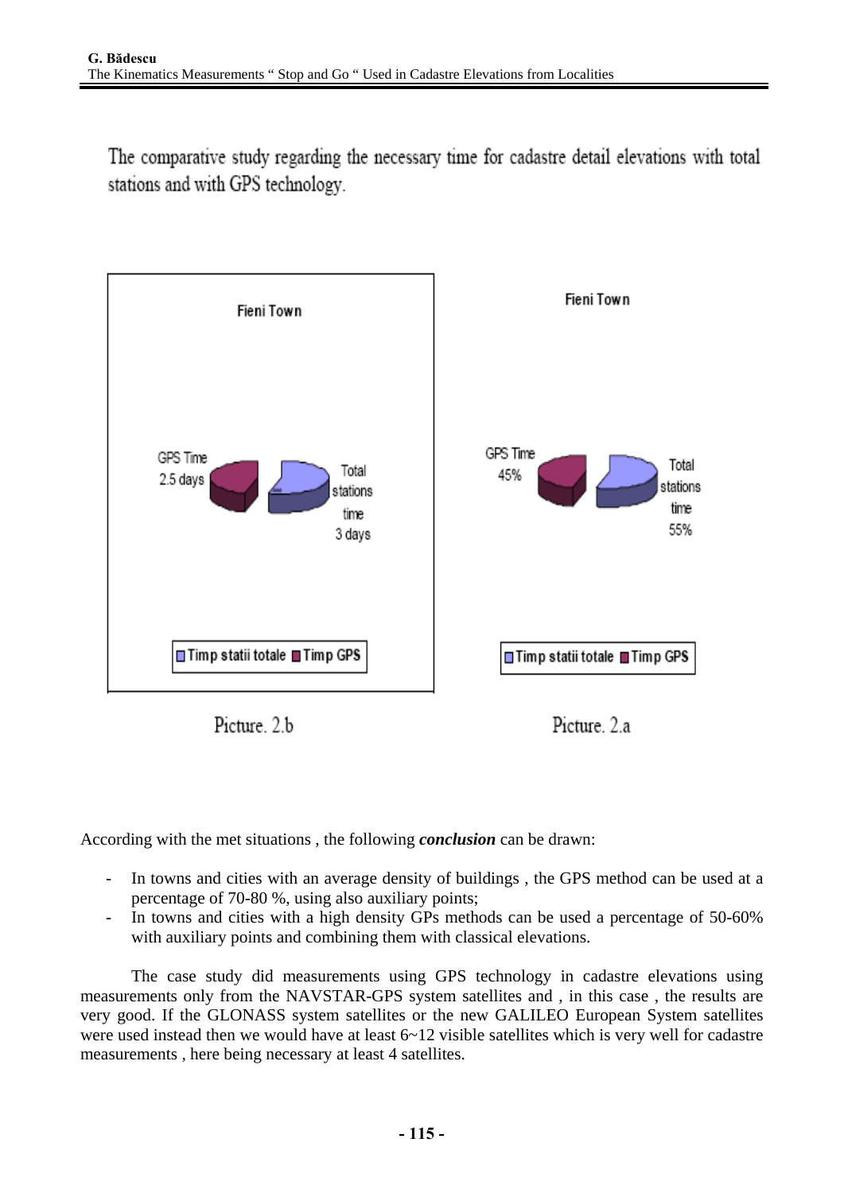The comparative study regarding the necessary time for cadastre detail elevations with total stations and with GPS technology.

Fieni Town

GPS Time 2.5 days

Total stations time 3 days

Timp statii totale ■ Timp GPS

Picture. 2.b

Fieni Town

GPS Time 45%

Total stations time 55%

Timp statii totale ■ Timp GPS

Picture. 2.a

According with the met situations , the following ***conclusion*** can be drawn:

- In towns and cities with an average density of buildings , the GPS method can be used at a percentage of 70-80 %, using also auxiliary points;
- In towns and cities with a high density GPs methods can be used a percentage of 50-60% with auxiliary points and combining them with classical elevations.

The case study did measurements using GPS technology in cadastre elevations using measurements only from the NAVSTAR-GPS system satellites and , in this case , the results are very good. If the GLONASS system satellites or the new GALILEO European System satellites were used instead then we would have at least 6~12 visible satellites which is very well for cadastre measurements , here being necessary at least 4 satellites.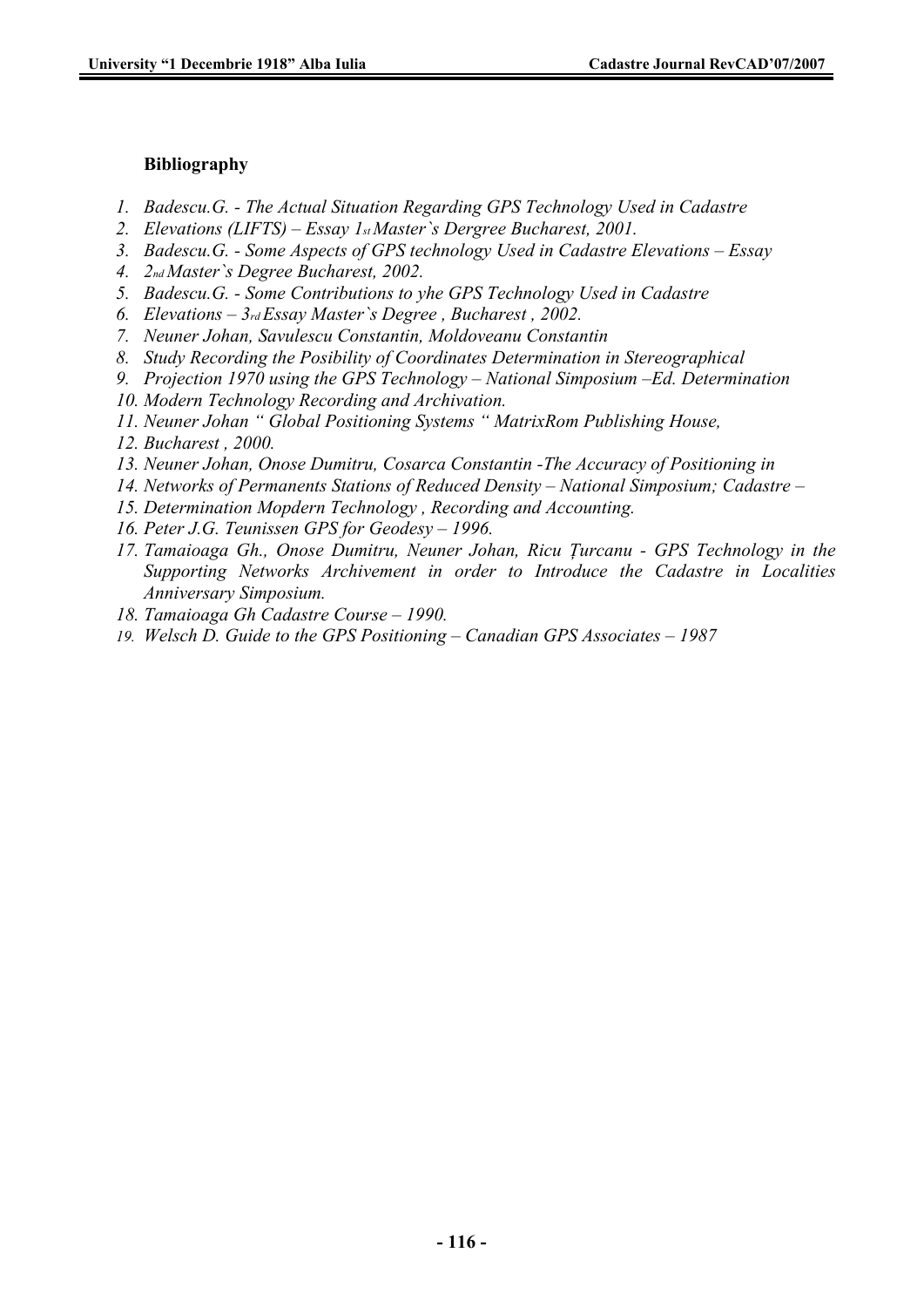## Bibliography

1. *Badescu.G. - The Actual Situation Regarding GPS Technology Used in Cadastre*
2. *Elevations (LIFTS) – Essay 1st Master`s Dergree Bucharest, 2001.*
3. *Badescu.G. - Some Aspects of GPS technology Used in Cadastre Elevations – Essay*
4. *2nd Master`s Degree Bucharest, 2002.*
5. *Badescu.G. - Some Contributions to yhe GPS Technology Used in Cadastre*
6. *Elevations – 3rd Essay Master`s Degree , Bucharest , 2002.*
7. *Neuner Johan, Savulescu Constantin, Moldoveanu Constantin*
8. *Study Recording the Posibility of Coordinates Determination in Stereographical*
9. *Projection 1970 using the GPS Technology – National Simposium –Ed. Determination*
10. *Modern Technology Recording and Archivation.*
11. *Neuner Johan " Global Positioning Systems " MatrixRom Publishing House,*
12. *Bucharest , 2000.*
13. *Neuner Johan, Onose Dumitru, Cosarca Constantin -The Accuracy of Positioning in*
14. *Networks of Permanents Stations of Reduced Density – National Simposium; Cadastre –*
15. *Determination Mopdern Technology , Recording and Accounting.*
16. *Peter J.G. Teunissen GPS for Geodesy – 1996.*
17. *Tamaioaga Gh., Onose Dumitru, Neuner Johan, Ricu Ţurcanu - GPS Technology in the Supporting Networks Archivement in order to Introduce the Cadastre in Localities Anniversary Simposium.*
18. *Tamaioaga Gh Cadastre Course – 1990.*
19. *Welsch D. Guide to the GPS Positioning – Canadian GPS Associates – 1987*